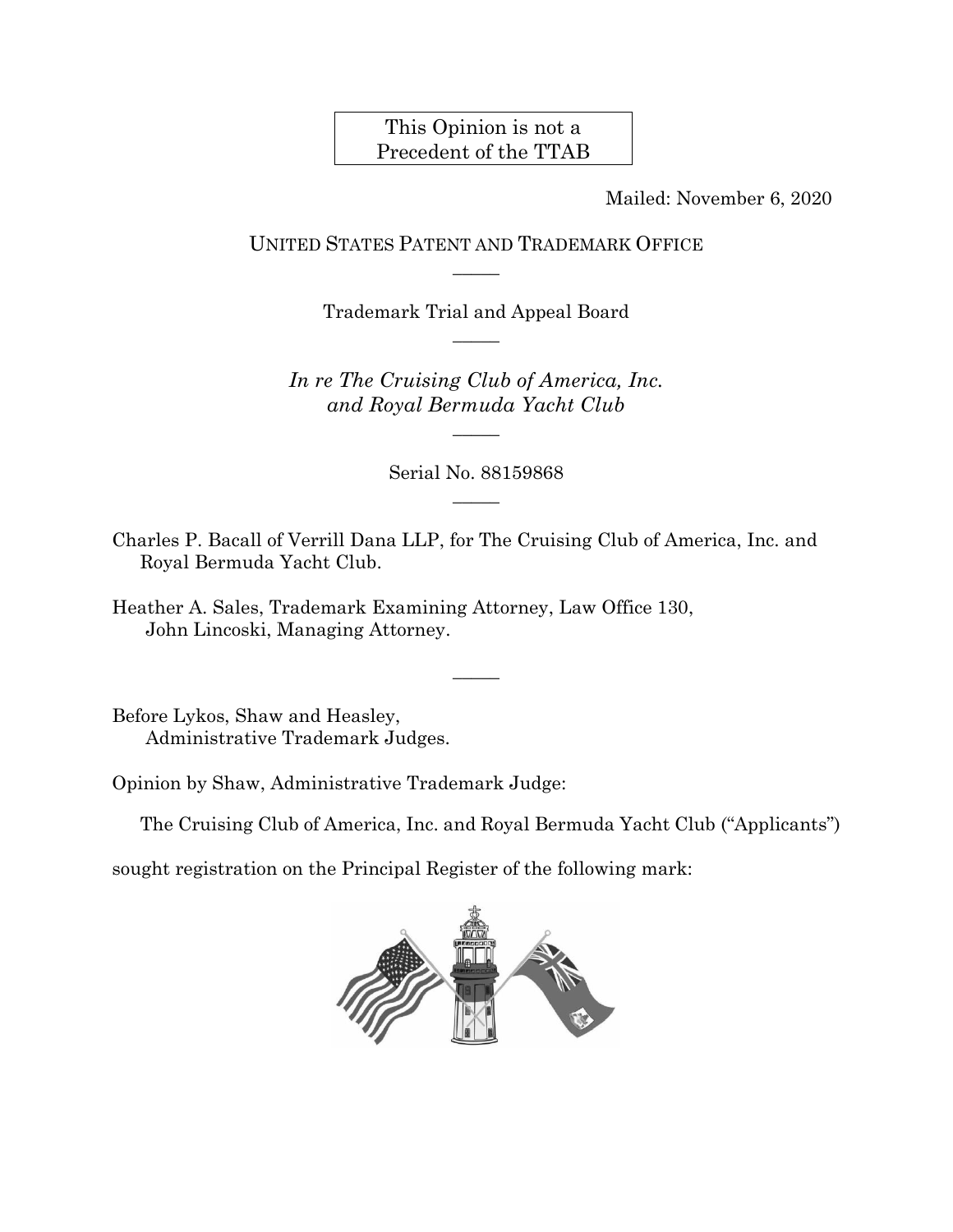This Opinion is not a
Precedent of the TTAB

Mailed: November 6, 2020

UNITED STATES PATENT AND TRADEMARK OFFICE

―――――

Trademark Trial and Appeal Board

―――――

*In re The Cruising Club of America, Inc.*
*and Royal Bermuda Yacht Club*

―――――

Serial No. 88159868

―――――

Charles P. Bacall of Verrill Dana LLP, for The Cruising Club of America, Inc. and Royal Bermuda Yacht Club.

Heather A. Sales, Trademark Examining Attorney, Law Office 130,
John Lincoski, Managing Attorney.

―――――

Before Lykos, Shaw and Heasley,
Administrative Trademark Judges.

Opinion by Shaw, Administrative Trademark Judge:

The Cruising Club of America, Inc. and Royal Bermuda Yacht Club ("Applicants") sought registration on the Principal Register of the following mark: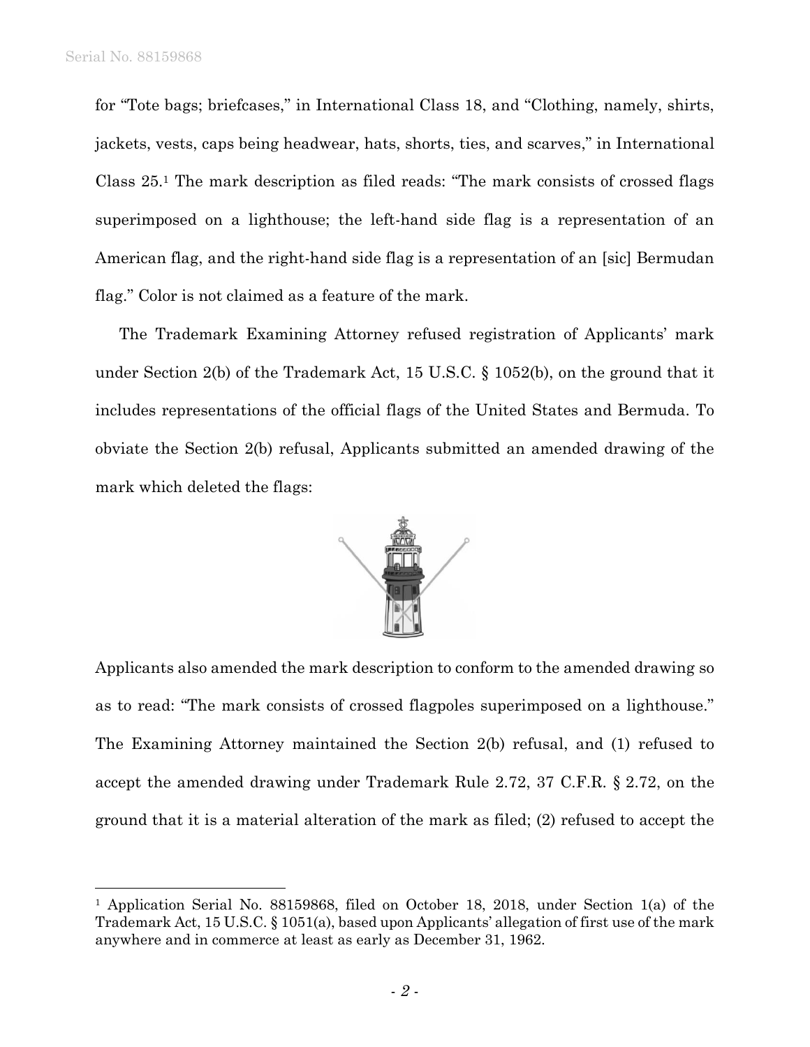for "Tote bags; briefcases," in International Class 18, and "Clothing, namely, shirts, jackets, vests, caps being headwear, hats, shorts, ties, and scarves," in International Class 25.[1] The mark description as filed reads: "The mark consists of crossed flags superimposed on a lighthouse; the left-hand side flag is a representation of an American flag, and the right-hand side flag is a representation of an [sic] Bermudan flag." Color is not claimed as a feature of the mark.

The Trademark Examining Attorney refused registration of Applicants' mark under Section 2(b) of the Trademark Act, 15 U.S.C. § 1052(b), on the ground that it includes representations of the official flags of the United States and Bermuda. To obviate the Section 2(b) refusal, Applicants submitted an amended drawing of the mark which deleted the flags:

Applicants also amended the mark description to conform to the amended drawing so as to read: "The mark consists of crossed flagpoles superimposed on a lighthouse." The Examining Attorney maintained the Section 2(b) refusal, and (1) refused to accept the amended drawing under Trademark Rule 2.72, 37 C.F.R. § 2.72, on the ground that it is a material alteration of the mark as filed; (2) refused to accept the

---

[1] Application Serial No. 88159868, filed on October 18, 2018, under Section 1(a) of the Trademark Act, 15 U.S.C. § 1051(a), based upon Applicants' allegation of first use of the mark anywhere and in commerce at least as early as December 31, 1962.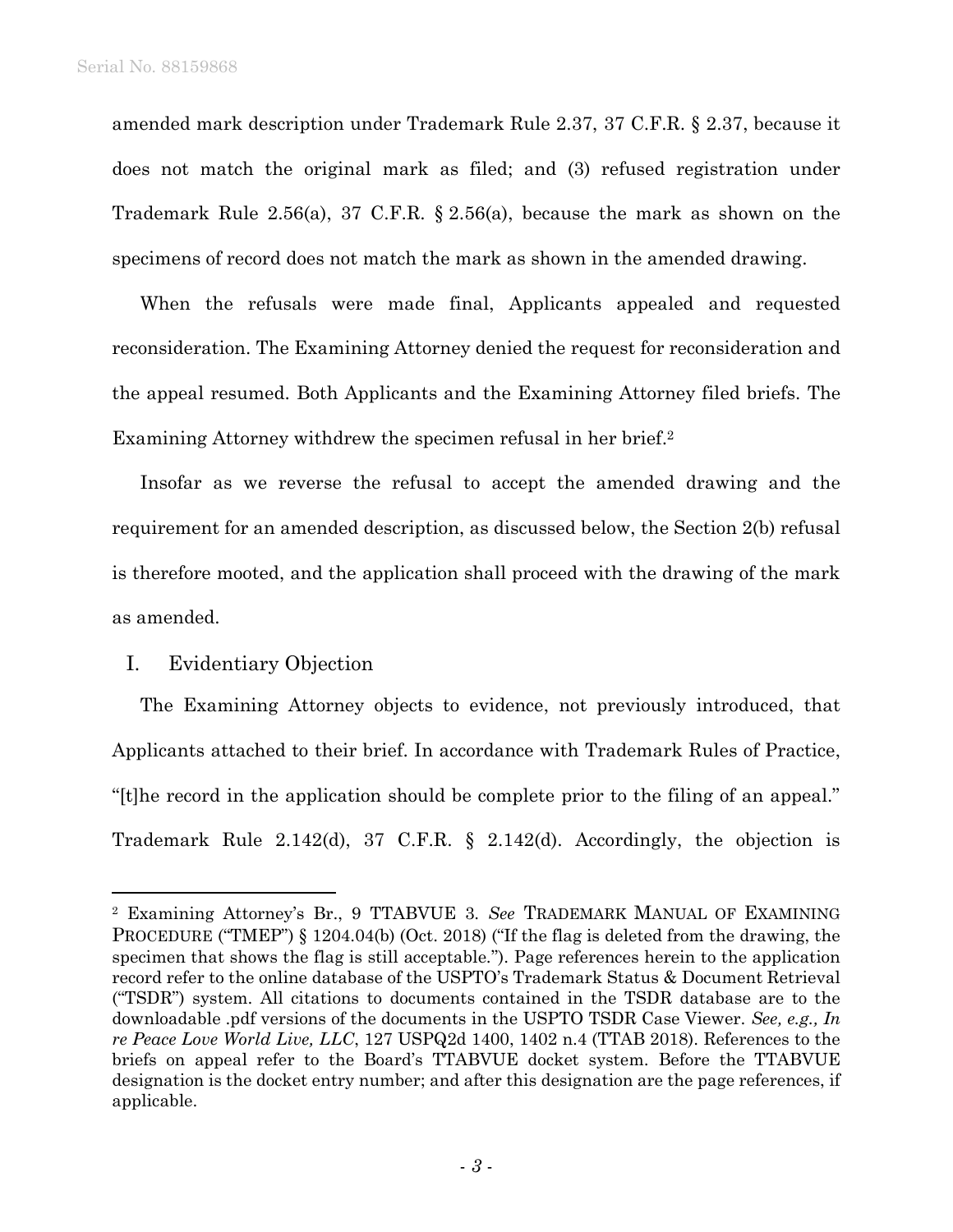amended mark description under Trademark Rule 2.37, 37 C.F.R. § 2.37, because it does not match the original mark as filed; and (3) refused registration under Trademark Rule 2.56(a), 37 C.F.R. § 2.56(a), because the mark as shown on the specimens of record does not match the mark as shown in the amended drawing.

When the refusals were made final, Applicants appealed and requested reconsideration. The Examining Attorney denied the request for reconsideration and the appeal resumed. Both Applicants and the Examining Attorney filed briefs. The Examining Attorney withdrew the specimen refusal in her brief.[2]

Insofar as we reverse the refusal to accept the amended drawing and the requirement for an amended description, as discussed below, the Section 2(b) refusal is therefore mooted, and the application shall proceed with the drawing of the mark as amended.

## I. Evidentiary Objection

The Examining Attorney objects to evidence, not previously introduced, that Applicants attached to their brief. In accordance with Trademark Rules of Practice, "[t]he record in the application should be complete prior to the filing of an appeal." Trademark Rule 2.142(d), 37 C.F.R. § 2.142(d). Accordingly, the objection is

---

[2] Examining Attorney's Br., 9 TTABVUE 3. *See* TRADEMARK MANUAL OF EXAMINING PROCEDURE ("TMEP") § 1204.04(b) (Oct. 2018) ("If the flag is deleted from the drawing, the specimen that shows the flag is still acceptable."). Page references herein to the application record refer to the online database of the USPTO's Trademark Status & Document Retrieval ("TSDR") system. All citations to documents contained in the TSDR database are to the downloadable .pdf versions of the documents in the USPTO TSDR Case Viewer. *See, e.g., In re Peace Love World Live, LLC*, 127 USPQ2d 1400, 1402 n.4 (TTAB 2018). References to the briefs on appeal refer to the Board's TTABVUE docket system. Before the TTABVUE designation is the docket entry number; and after this designation are the page references, if applicable.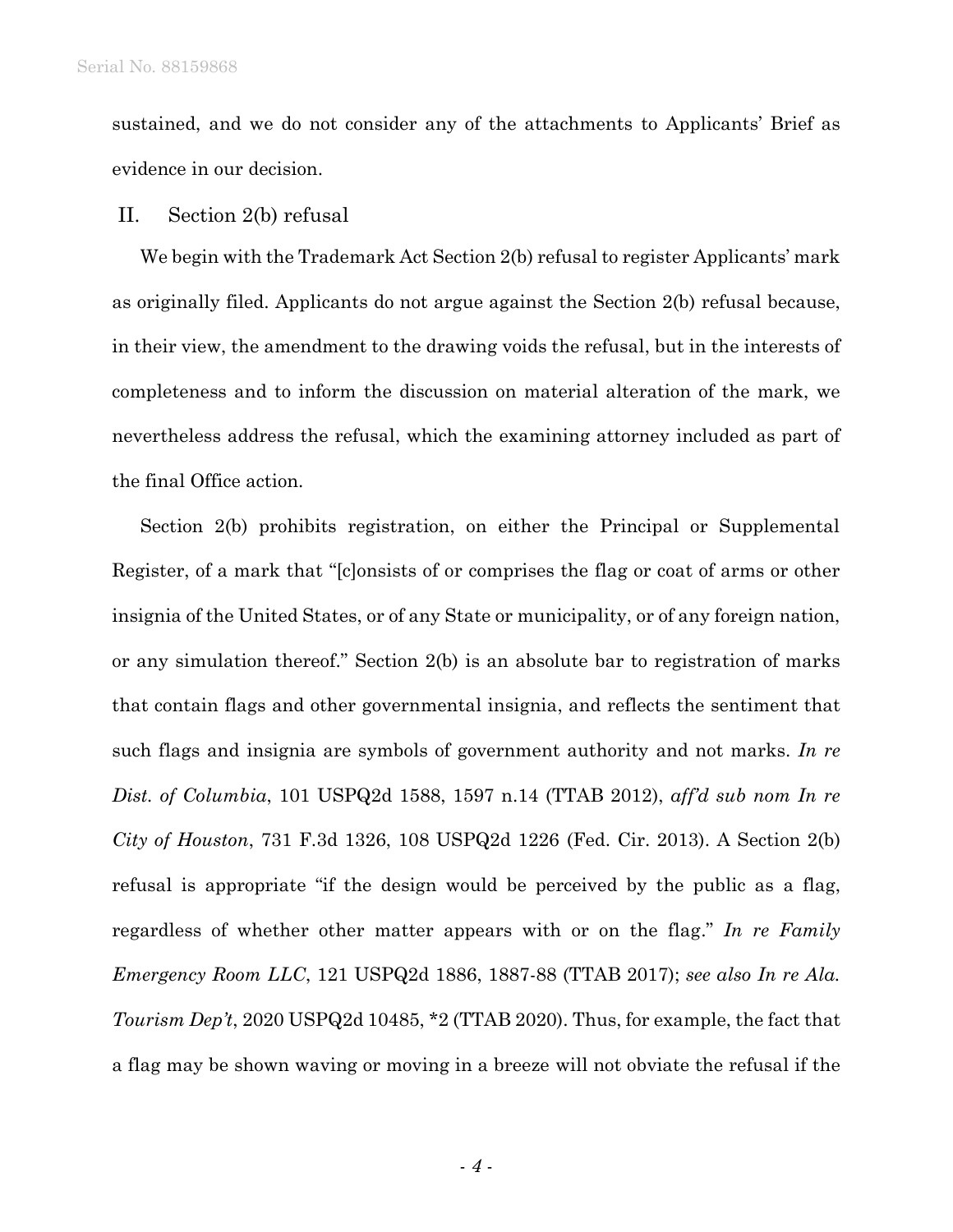sustained, and we do not consider any of the attachments to Applicants' Brief as evidence in our decision.

## II. Section 2(b) refusal

We begin with the Trademark Act Section 2(b) refusal to register Applicants' mark as originally filed. Applicants do not argue against the Section 2(b) refusal because, in their view, the amendment to the drawing voids the refusal, but in the interests of completeness and to inform the discussion on material alteration of the mark, we nevertheless address the refusal, which the examining attorney included as part of the final Office action.

Section 2(b) prohibits registration, on either the Principal or Supplemental Register, of a mark that "[c]onsists of or comprises the flag or coat of arms or other insignia of the United States, or of any State or municipality, or of any foreign nation, or any simulation thereof." Section 2(b) is an absolute bar to registration of marks that contain flags and other governmental insignia, and reflects the sentiment that such flags and insignia are symbols of government authority and not marks. *In re Dist. of Columbia*, 101 USPQ2d 1588, 1597 n.14 (TTAB 2012), *aff'd sub nom In re City of Houston*, 731 F.3d 1326, 108 USPQ2d 1226 (Fed. Cir. 2013). A Section 2(b) refusal is appropriate "if the design would be perceived by the public as a flag, regardless of whether other matter appears with or on the flag." *In re Family Emergency Room LLC*, 121 USPQ2d 1886, 1887-88 (TTAB 2017); *see also In re Ala. Tourism Dep't*, 2020 USPQ2d 10485, *2 (TTAB 2020). Thus, for example, the fact that a flag may be shown waving or moving in a breeze will not obviate the refusal if the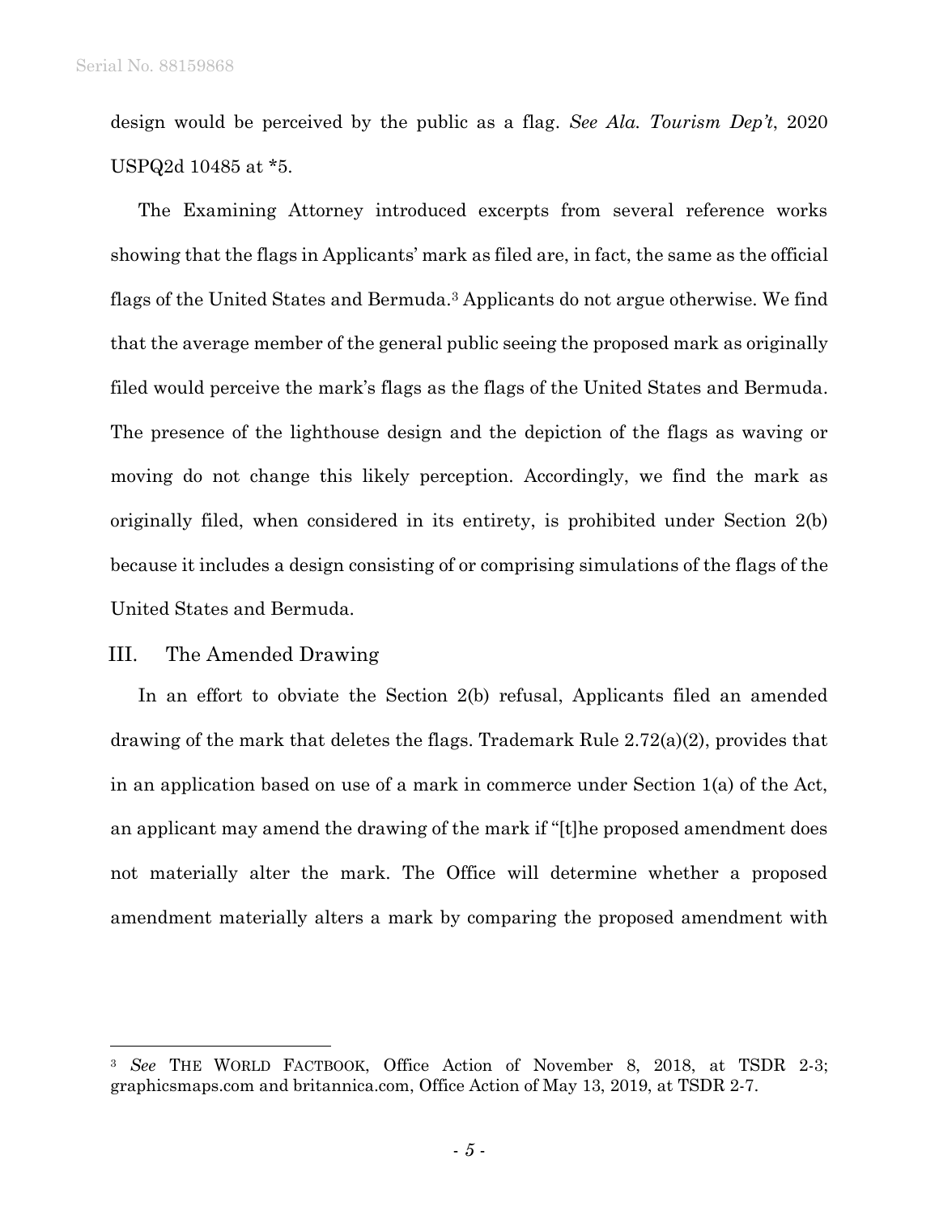design would be perceived by the public as a flag. *See Ala. Tourism Dep't*, 2020 USPQ2d 10485 at *5.

The Examining Attorney introduced excerpts from several reference works showing that the flags in Applicants' mark as filed are, in fact, the same as the official flags of the United States and Bermuda.[3] Applicants do not argue otherwise. We find that the average member of the general public seeing the proposed mark as originally filed would perceive the mark's flags as the flags of the United States and Bermuda. The presence of the lighthouse design and the depiction of the flags as waving or moving do not change this likely perception. Accordingly, we find the mark as originally filed, when considered in its entirety, is prohibited under Section 2(b) because it includes a design consisting of or comprising simulations of the flags of the United States and Bermuda.

## III. The Amended Drawing

In an effort to obviate the Section 2(b) refusal, Applicants filed an amended drawing of the mark that deletes the flags. Trademark Rule 2.72(a)(2), provides that in an application based on use of a mark in commerce under Section 1(a) of the Act, an applicant may amend the drawing of the mark if "[t]he proposed amendment does not materially alter the mark. The Office will determine whether a proposed amendment materially alters a mark by comparing the proposed amendment with

---

[3] *See* THE WORLD FACTBOOK, Office Action of November 8, 2018, at TSDR 2-3; graphicsmaps.com and britannica.com, Office Action of May 13, 2019, at TSDR 2-7.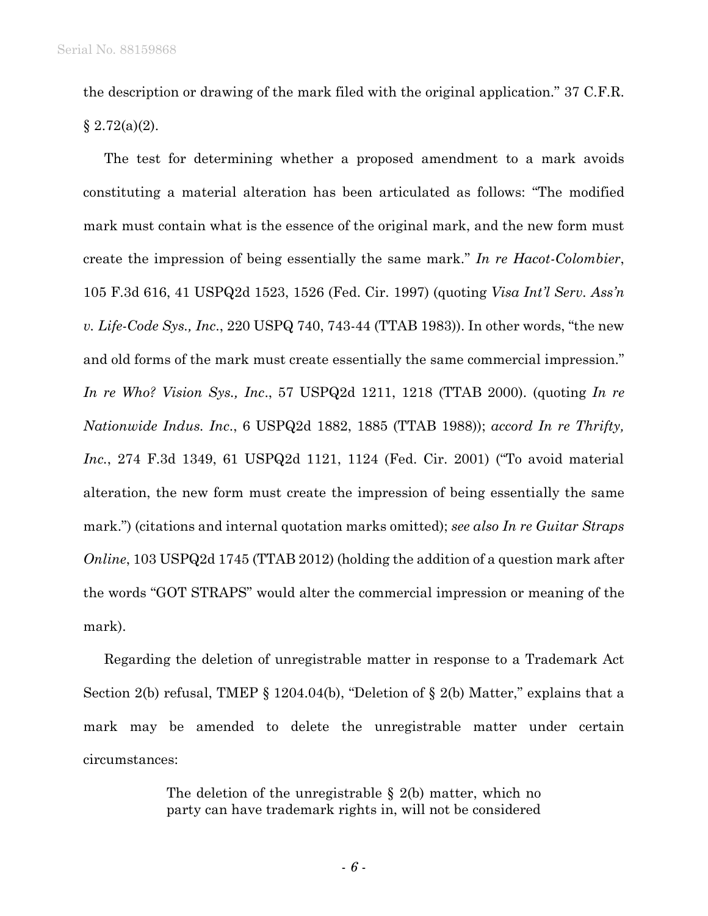the description or drawing of the mark filed with the original application." 37 C.F.R. § 2.72(a)(2).

The test for determining whether a proposed amendment to a mark avoids constituting a material alteration has been articulated as follows: "The modified mark must contain what is the essence of the original mark, and the new form must create the impression of being essentially the same mark." *In re Hacot-Colombier*, 105 F.3d 616, 41 USPQ2d 1523, 1526 (Fed. Cir. 1997) (quoting *Visa Int'l Serv. Ass'n v. Life-Code Sys., Inc*., 220 USPQ 740, 743-44 (TTAB 1983)). In other words, "the new and old forms of the mark must create essentially the same commercial impression." *In re Who? Vision Sys., Inc*., 57 USPQ2d 1211, 1218 (TTAB 2000). (quoting *In re Nationwide Indus. Inc*., 6 USPQ2d 1882, 1885 (TTAB 1988)); *accord In re Thrifty, Inc*., 274 F.3d 1349, 61 USPQ2d 1121, 1124 (Fed. Cir. 2001) ("To avoid material alteration, the new form must create the impression of being essentially the same mark.") (citations and internal quotation marks omitted); *see also In re Guitar Straps Online*, 103 USPQ2d 1745 (TTAB 2012) (holding the addition of a question mark after the words "GOT STRAPS" would alter the commercial impression or meaning of the mark).

Regarding the deletion of unregistrable matter in response to a Trademark Act Section 2(b) refusal, TMEP § 1204.04(b), "Deletion of § 2(b) Matter," explains that a mark may be amended to delete the unregistrable matter under certain circumstances:

> The deletion of the unregistrable § 2(b) matter, which no party can have trademark rights in, will not be considered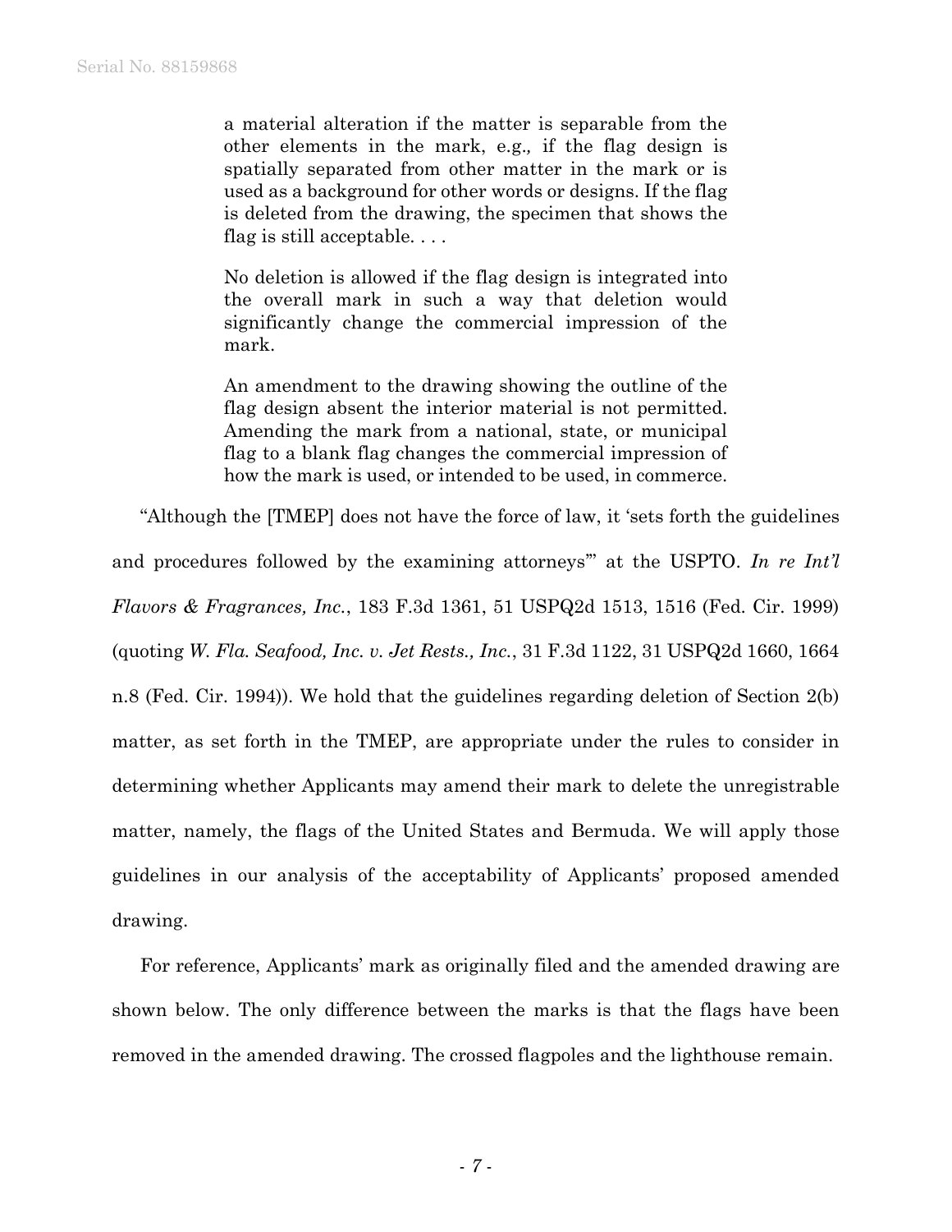> a material alteration if the matter is separable from the other elements in the mark, e.g., if the flag design is spatially separated from other matter in the mark or is used as a background for other words or designs. If the flag is deleted from the drawing, the specimen that shows the flag is still acceptable. . . .
>
> No deletion is allowed if the flag design is integrated into the overall mark in such a way that deletion would significantly change the commercial impression of the mark.
>
> An amendment to the drawing showing the outline of the flag design absent the interior material is not permitted. Amending the mark from a national, state, or municipal flag to a blank flag changes the commercial impression of how the mark is used, or intended to be used, in commerce.

"Although the [TMEP] does not have the force of law, it 'sets forth the guidelines and procedures followed by the examining attorneys'" at the USPTO. *In re Int'l Flavors & Fragrances, Inc.*, 183 F.3d 1361, 51 USPQ2d 1513, 1516 (Fed. Cir. 1999) (quoting *W. Fla. Seafood, Inc. v. Jet Rests., Inc.*, 31 F.3d 1122, 31 USPQ2d 1660, 1664 n.8 (Fed. Cir. 1994)). We hold that the guidelines regarding deletion of Section 2(b) matter, as set forth in the TMEP, are appropriate under the rules to consider in determining whether Applicants may amend their mark to delete the unregistrable matter, namely, the flags of the United States and Bermuda. We will apply those guidelines in our analysis of the acceptability of Applicants' proposed amended drawing.

For reference, Applicants' mark as originally filed and the amended drawing are shown below. The only difference between the marks is that the flags have been removed in the amended drawing. The crossed flagpoles and the lighthouse remain.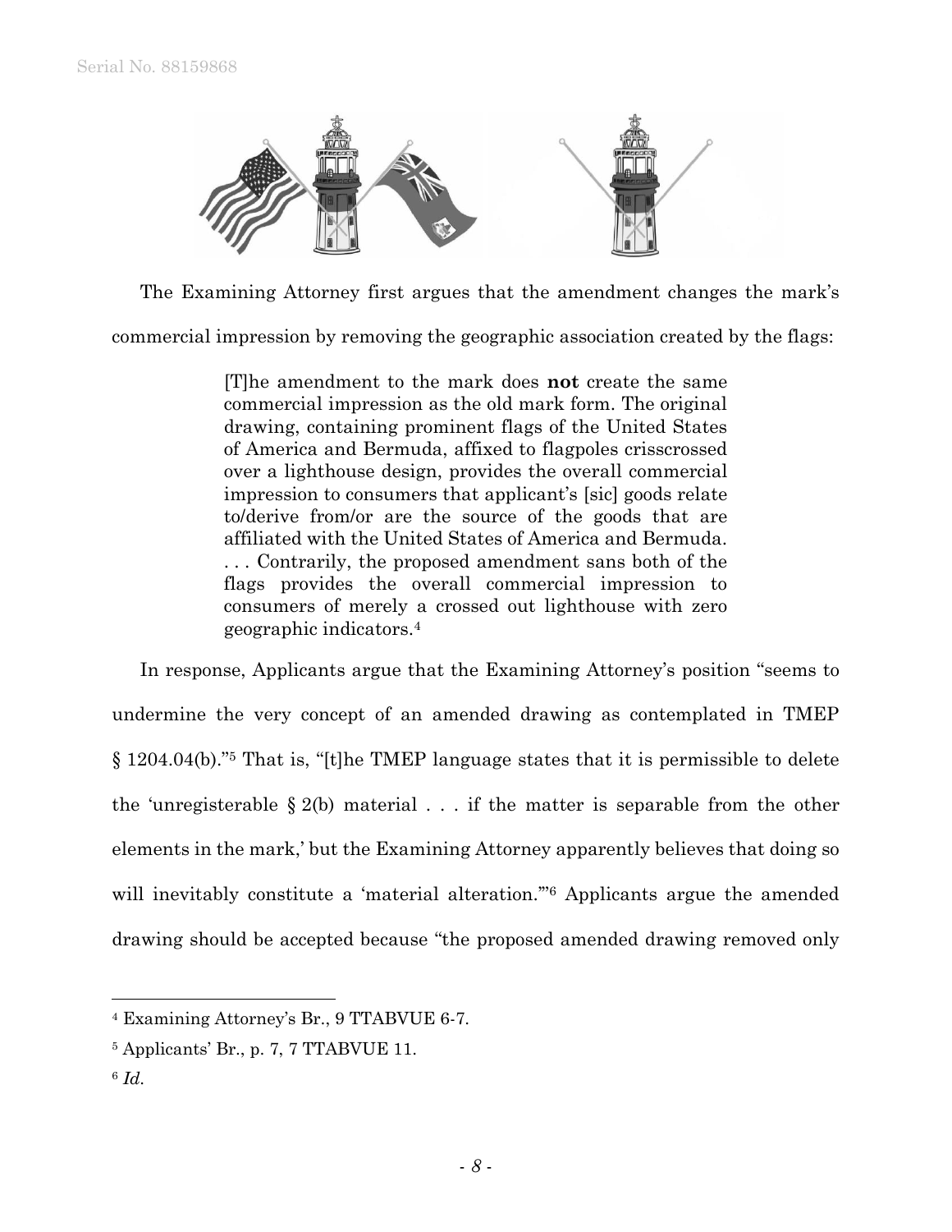The Examining Attorney first argues that the amendment changes the mark's commercial impression by removing the geographic association created by the flags:

> [T]he amendment to the mark does **not** create the same commercial impression as the old mark form. The original drawing, containing prominent flags of the United States of America and Bermuda, affixed to flagpoles crisscrossed over a lighthouse design, provides the overall commercial impression to consumers that applicant's [sic] goods relate to/derive from/or are the source of the goods that are affiliated with the United States of America and Bermuda. . . . Contrarily, the proposed amendment sans both of the flags provides the overall commercial impression to consumers of merely a crossed out lighthouse with zero geographic indicators.[4]

In response, Applicants argue that the Examining Attorney's position "seems to undermine the very concept of an amended drawing as contemplated in TMEP § 1204.04(b)."[5] That is, "[t]he TMEP language states that it is permissible to delete the 'unregisterable § 2(b) material . . . if the matter is separable from the other elements in the mark,' but the Examining Attorney apparently believes that doing so will inevitably constitute a 'material alteration.'"[6] Applicants argue the amended drawing should be accepted because "the proposed amended drawing removed only

---

[4] Examining Attorney's Br., 9 TTABVUE 6-7.

[5] Applicants' Br., p. 7, 7 TTABVUE 11.

[6] *Id.*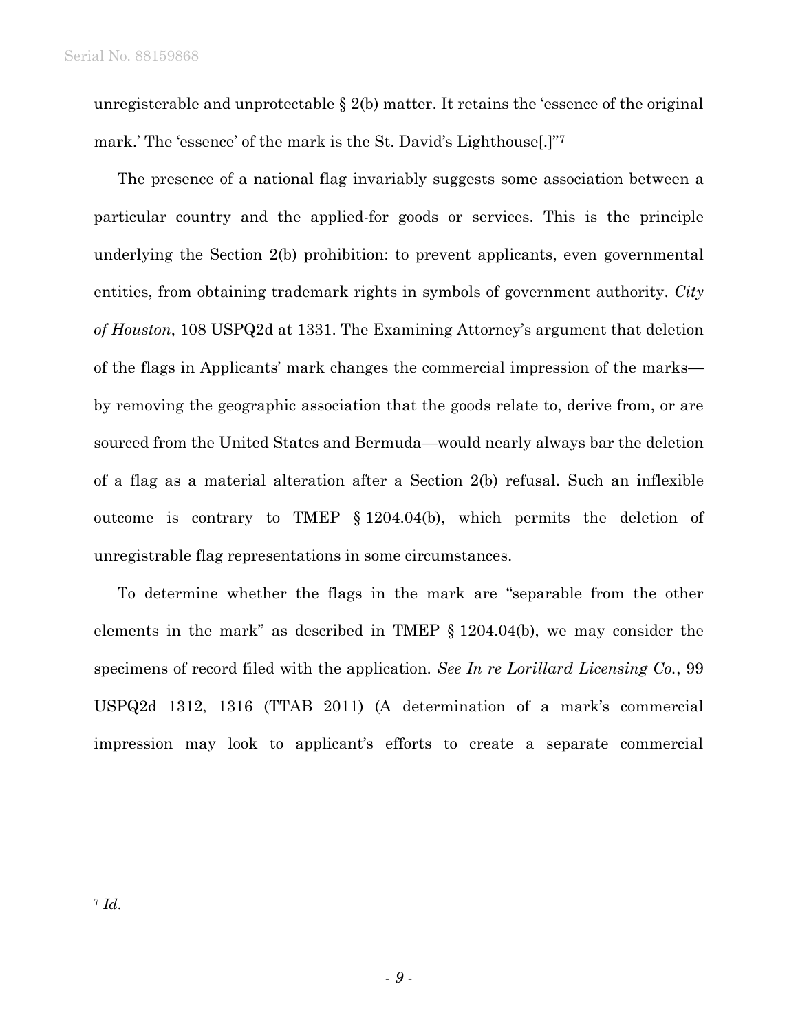unregisterable and unprotectable § 2(b) matter. It retains the 'essence of the original mark.' The 'essence' of the mark is the St. David's Lighthouse[.]"[7]

The presence of a national flag invariably suggests some association between a particular country and the applied-for goods or services. This is the principle underlying the Section 2(b) prohibition: to prevent applicants, even governmental entities, from obtaining trademark rights in symbols of government authority. *City of Houston*, 108 USPQ2d at 1331. The Examining Attorney's argument that deletion of the flags in Applicants' mark changes the commercial impression of the marks—by removing the geographic association that the goods relate to, derive from, or are sourced from the United States and Bermuda—would nearly always bar the deletion of a flag as a material alteration after a Section 2(b) refusal. Such an inflexible outcome is contrary to TMEP § 1204.04(b), which permits the deletion of unregistrable flag representations in some circumstances.

To determine whether the flags in the mark are "separable from the other elements in the mark" as described in TMEP § 1204.04(b), we may consider the specimens of record filed with the application. *See In re Lorillard Licensing Co.*, 99 USPQ2d 1312, 1316 (TTAB 2011) (A determination of a mark's commercial impression may look to applicant's efforts to create a separate commercial

---

[7] *Id.*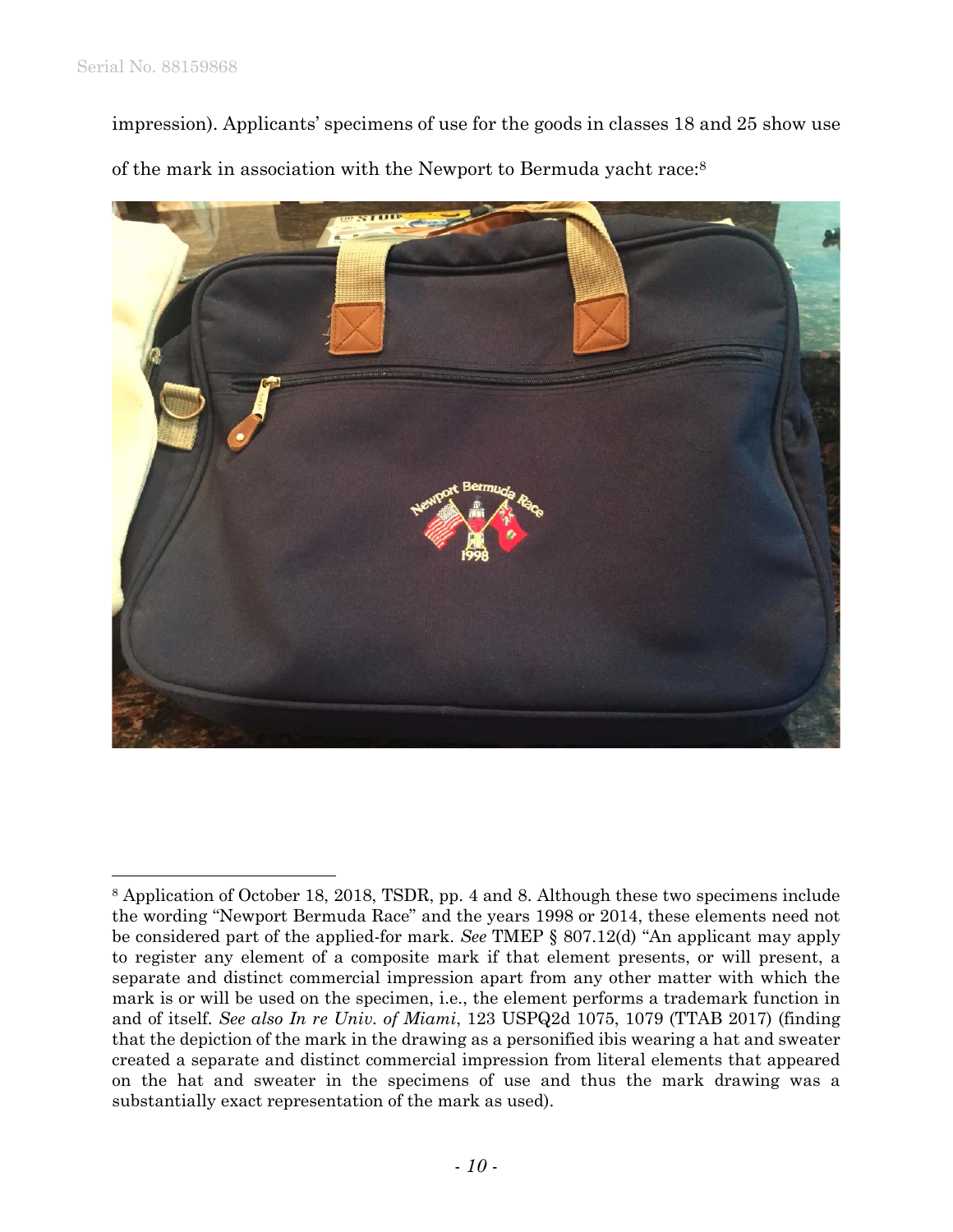impression). Applicants' specimens of use for the goods in classes 18 and 25 show use of the mark in association with the Newport to Bermuda yacht race:[8]

---

[8] Application of October 18, 2018, TSDR, pp. 4 and 8. Although these two specimens include the wording "Newport Bermuda Race" and the years 1998 or 2014, these elements need not be considered part of the applied-for mark. *See* TMEP § 807.12(d) "An applicant may apply to register any element of a composite mark if that element presents, or will present, a separate and distinct commercial impression apart from any other matter with which the mark is or will be used on the specimen, i.e., the element performs a trademark function in and of itself. *See also In re Univ. of Miami*, 123 USPQ2d 1075, 1079 (TTAB 2017) (finding that the depiction of the mark in the drawing as a personified ibis wearing a hat and sweater created a separate and distinct commercial impression from literal elements that appeared on the hat and sweater in the specimens of use and thus the mark drawing was a substantially exact representation of the mark as used).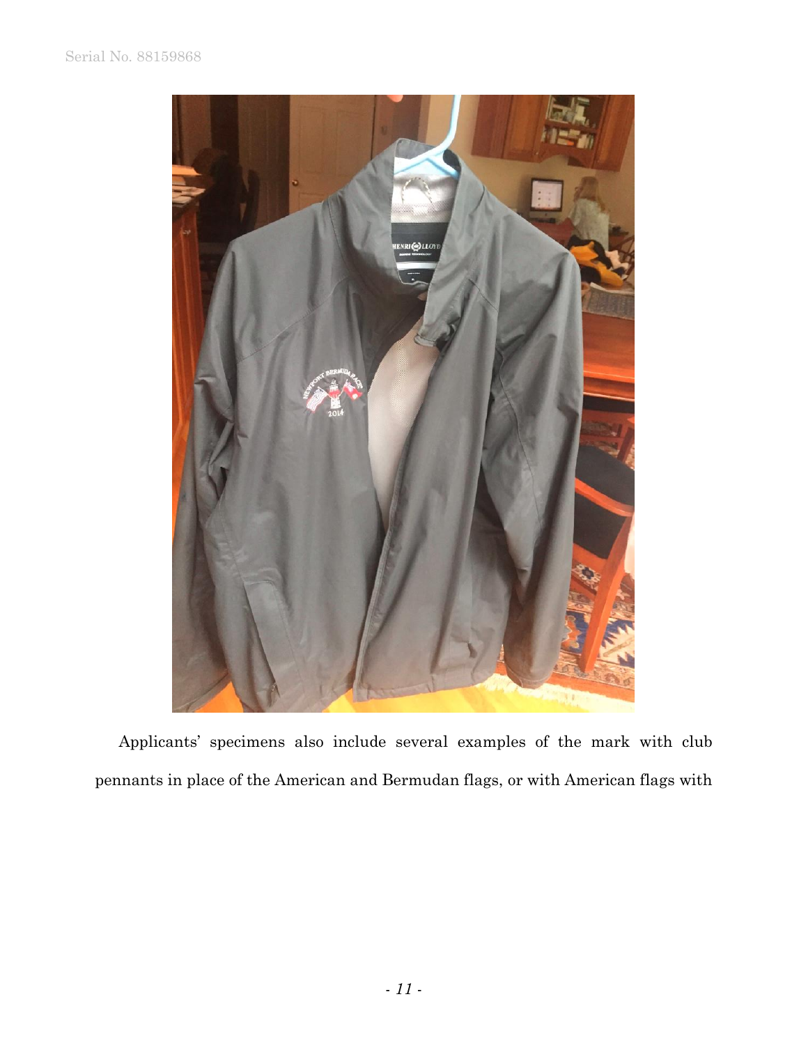Applicants' specimens also include several examples of the mark with club pennants in place of the American and Bermudan flags, or with American flags with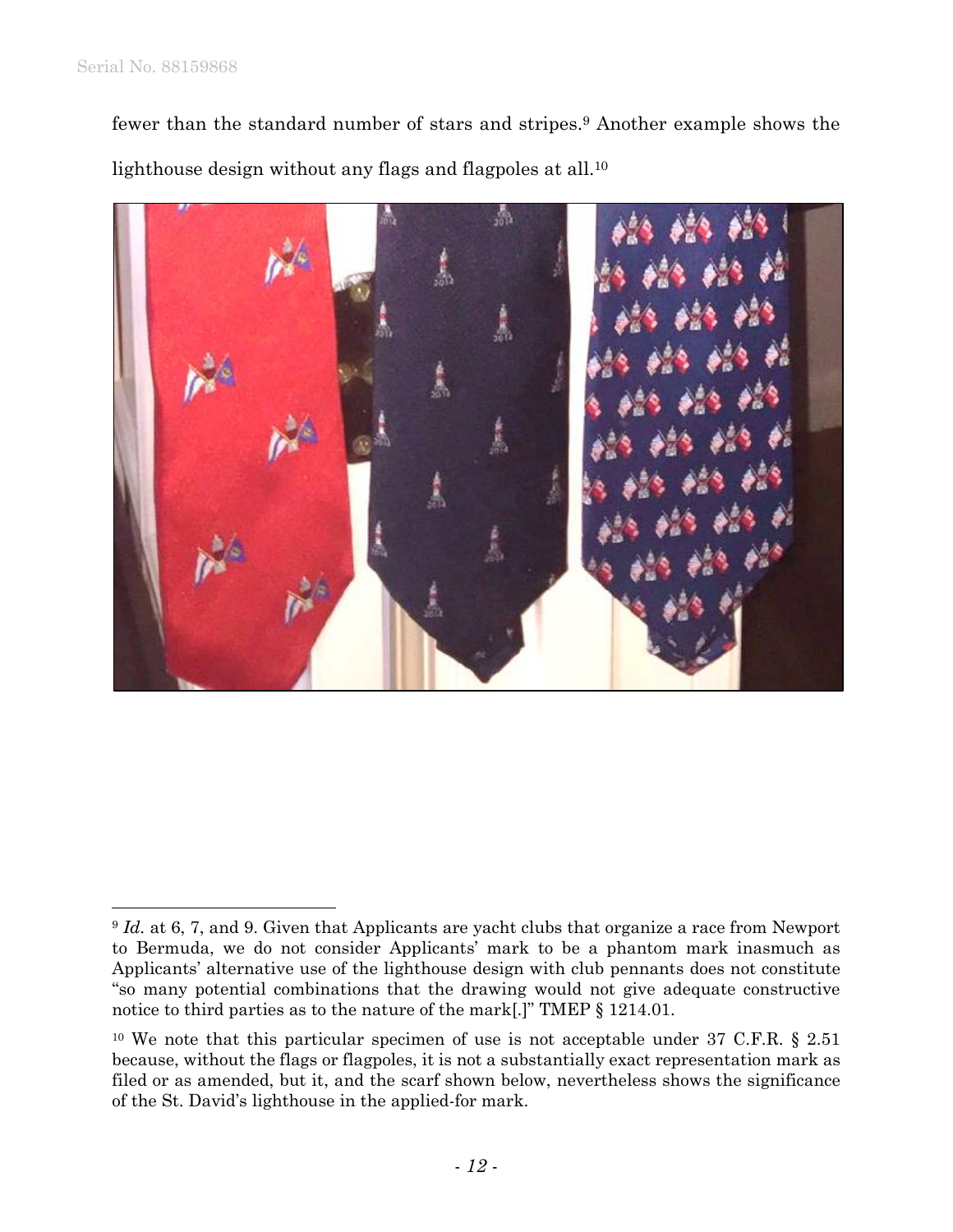fewer than the standard number of stars and stripes.[9] Another example shows the lighthouse design without any flags and flagpoles at all.[10]

---

[9] *Id.* at 6, 7, and 9. Given that Applicants are yacht clubs that organize a race from Newport to Bermuda, we do not consider Applicants' mark to be a phantom mark inasmuch as Applicants' alternative use of the lighthouse design with club pennants does not constitute "so many potential combinations that the drawing would not give adequate constructive notice to third parties as to the nature of the mark[.]" TMEP § 1214.01.

[10] We note that this particular specimen of use is not acceptable under 37 C.F.R. § 2.51 because, without the flags or flagpoles, it is not a substantially exact representation mark as filed or as amended, but it, and the scarf shown below, nevertheless shows the significance of the St. David's lighthouse in the applied-for mark.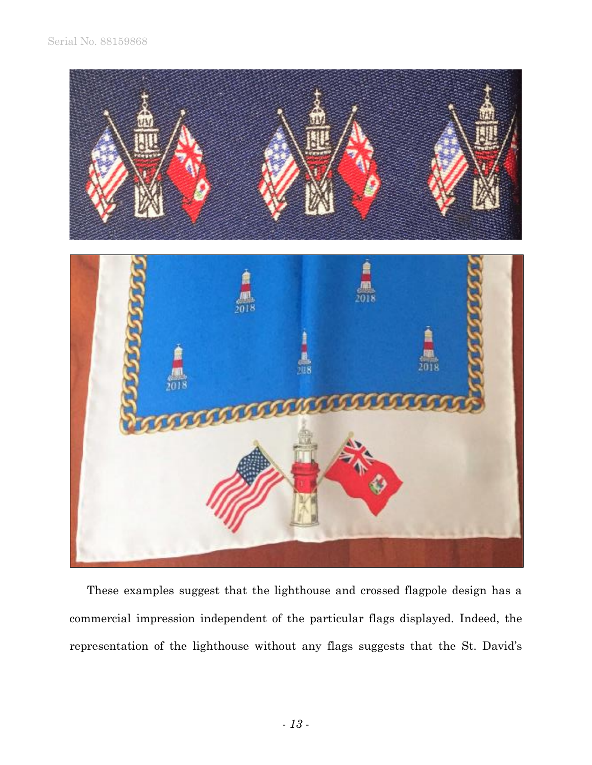These examples suggest that the lighthouse and crossed flagpole design has a commercial impression independent of the particular flags displayed. Indeed, the representation of the lighthouse without any flags suggests that the St. David's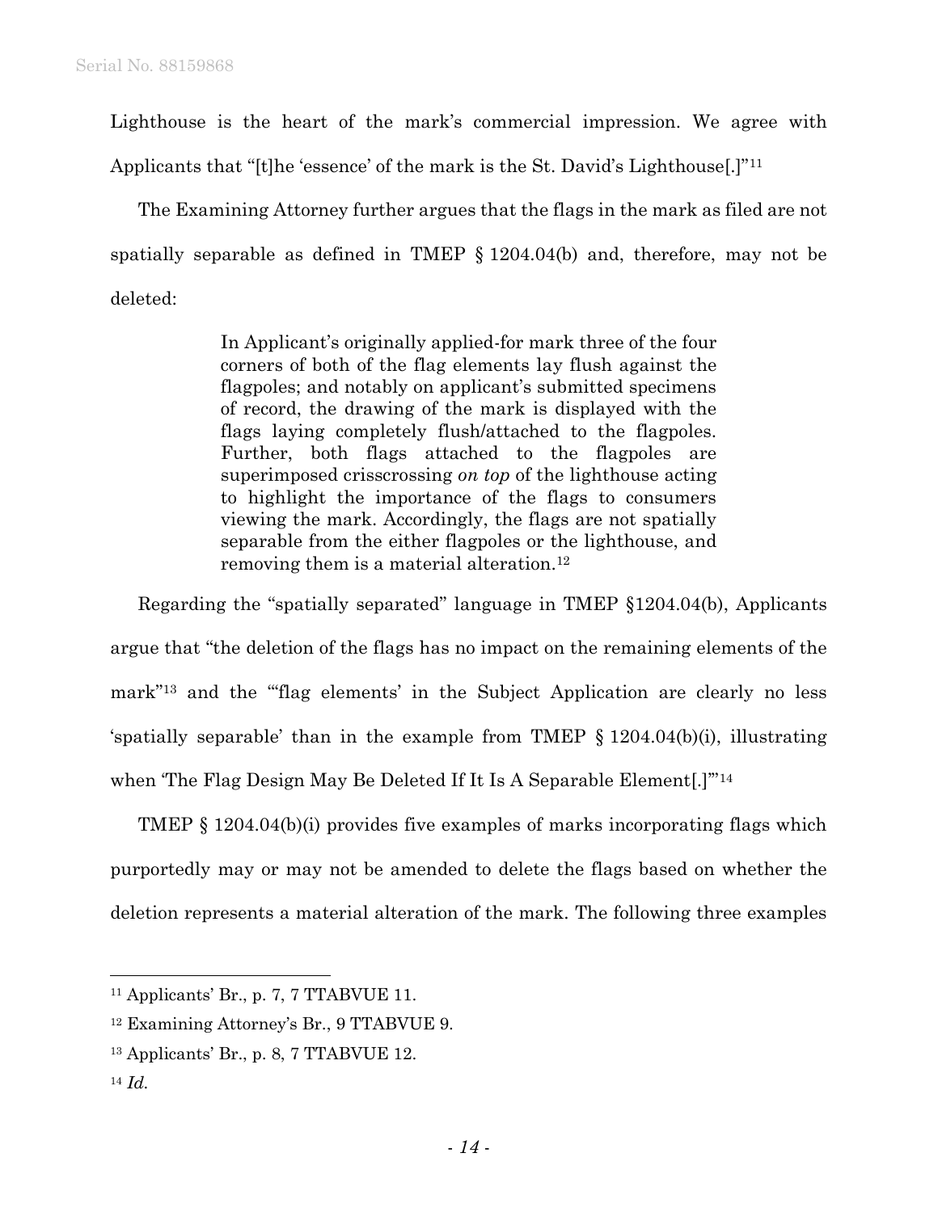Lighthouse is the heart of the mark's commercial impression. We agree with Applicants that "[t]he 'essence' of the mark is the St. David's Lighthouse[.]"[11]

The Examining Attorney further argues that the flags in the mark as filed are not spatially separable as defined in TMEP § 1204.04(b) and, therefore, may not be deleted:

> In Applicant's originally applied-for mark three of the four corners of both of the flag elements lay flush against the flagpoles; and notably on applicant's submitted specimens of record, the drawing of the mark is displayed with the flags laying completely flush/attached to the flagpoles. Further, both flags attached to the flagpoles are superimposed crisscrossing *on top* of the lighthouse acting to highlight the importance of the flags to consumers viewing the mark. Accordingly, the flags are not spatially separable from the either flagpoles or the lighthouse, and removing them is a material alteration.[12]

Regarding the "spatially separated" language in TMEP §1204.04(b), Applicants argue that "the deletion of the flags has no impact on the remaining elements of the mark"[13] and the "'flag elements' in the Subject Application are clearly no less 'spatially separable' than in the example from TMEP § 1204.04(b)(i), illustrating when 'The Flag Design May Be Deleted If It Is A Separable Element[.]'"[14]

TMEP § 1204.04(b)(i) provides five examples of marks incorporating flags which purportedly may or may not be amended to delete the flags based on whether the deletion represents a material alteration of the mark. The following three examples

---

[11] Applicants' Br., p. 7, 7 TTABVUE 11.

[12] Examining Attorney's Br., 9 TTABVUE 9.

[13] Applicants' Br., p. 8, 7 TTABVUE 12.

[14] *Id.*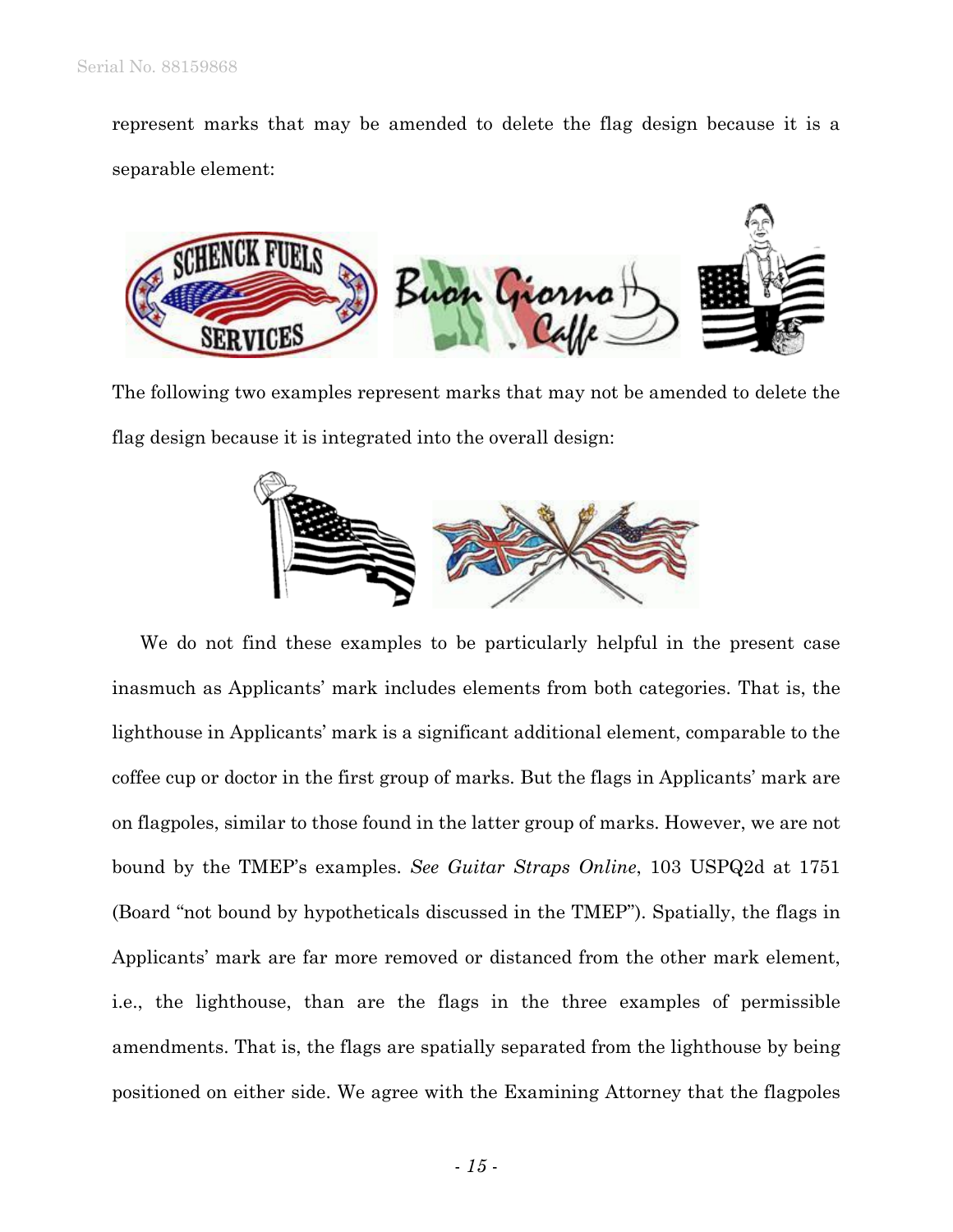represent marks that may be amended to delete the flag design because it is a separable element:

The following two examples represent marks that may not be amended to delete the flag design because it is integrated into the overall design:

We do not find these examples to be particularly helpful in the present case inasmuch as Applicants' mark includes elements from both categories. That is, the lighthouse in Applicants' mark is a significant additional element, comparable to the coffee cup or doctor in the first group of marks. But the flags in Applicants' mark are on flagpoles, similar to those found in the latter group of marks. However, we are not bound by the TMEP's examples. *See Guitar Straps Online*, 103 USPQ2d at 1751 (Board "not bound by hypotheticals discussed in the TMEP"). Spatially, the flags in Applicants' mark are far more removed or distanced from the other mark element, i.e., the lighthouse, than are the flags in the three examples of permissible amendments. That is, the flags are spatially separated from the lighthouse by being positioned on either side. We agree with the Examining Attorney that the flagpoles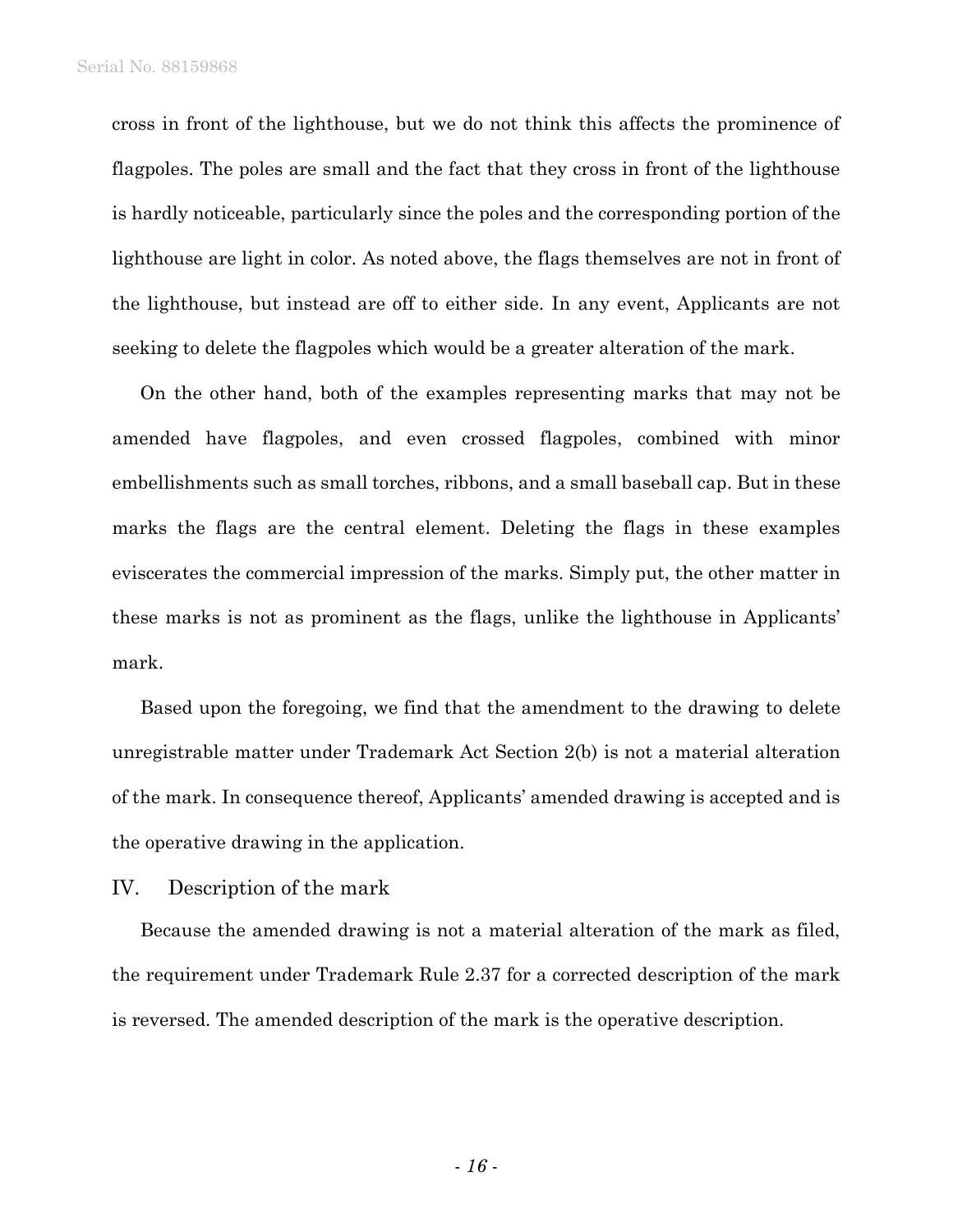cross in front of the lighthouse, but we do not think this affects the prominence of flagpoles. The poles are small and the fact that they cross in front of the lighthouse is hardly noticeable, particularly since the poles and the corresponding portion of the lighthouse are light in color. As noted above, the flags themselves are not in front of the lighthouse, but instead are off to either side. In any event, Applicants are not seeking to delete the flagpoles which would be a greater alteration of the mark.

On the other hand, both of the examples representing marks that may not be amended have flagpoles, and even crossed flagpoles, combined with minor embellishments such as small torches, ribbons, and a small baseball cap. But in these marks the flags are the central element. Deleting the flags in these examples eviscerates the commercial impression of the marks. Simply put, the other matter in these marks is not as prominent as the flags, unlike the lighthouse in Applicants' mark.

Based upon the foregoing, we find that the amendment to the drawing to delete unregistrable matter under Trademark Act Section 2(b) is not a material alteration of the mark. In consequence thereof, Applicants' amended drawing is accepted and is the operative drawing in the application.

## IV. Description of the mark

Because the amended drawing is not a material alteration of the mark as filed, the requirement under Trademark Rule 2.37 for a corrected description of the mark is reversed. The amended description of the mark is the operative description.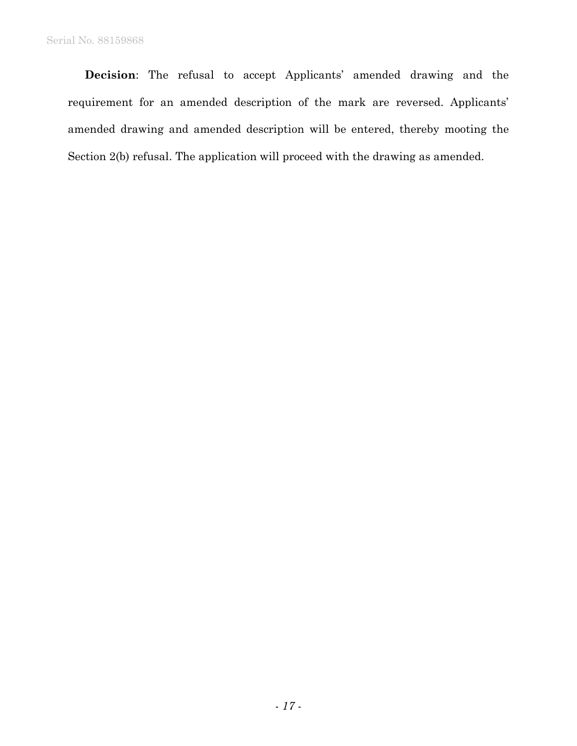**Decision**: The refusal to accept Applicants' amended drawing and the requirement for an amended description of the mark are reversed. Applicants' amended drawing and amended description will be entered, thereby mooting the Section 2(b) refusal. The application will proceed with the drawing as amended.